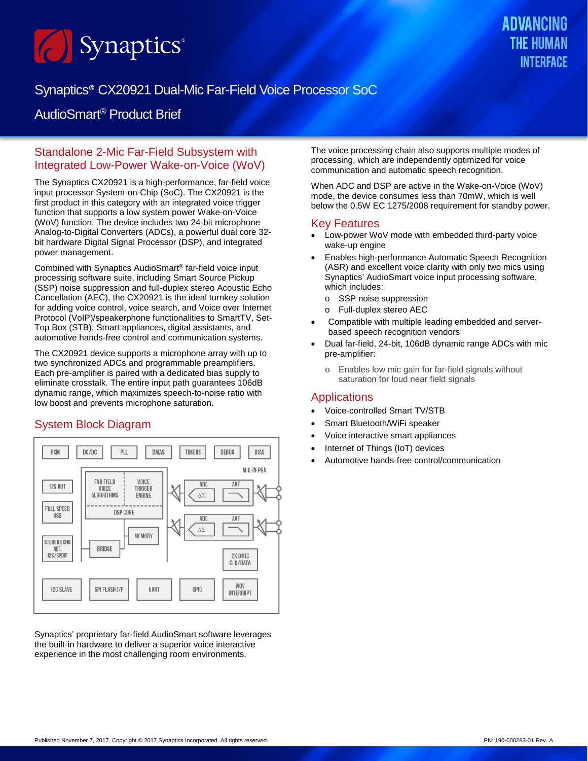# Synaptics® CX20921 Dual-Mic Far-Field Voice Processor SoC

AudioSmart® Product Brief

## Standalone 2-Mic Far-Field Subsystem with Integrated Low-Power Wake-on-Voice (WoV)

The Synaptics CX20921 is a high-performance, far-field voice input processor System-on-Chip (SoC). The CX20921 is the first product in this category with an integrated voice trigger function that supports a low system power Wake-on-Voice (WoV) function. The device includes two 24-bit microphone Analog-to-Digital Converters (ADCs), a powerful dual core 32-bit hardware Digital Signal Processor (DSP), and integrated power management.

Combined with Synaptics AudioSmart® far-field voice input processing software suite, including Smart Source Pickup (SSP) noise suppression and full-duplex stereo Acoustic Echo Cancellation (AEC), the CX20921 is the ideal turnkey solution for adding voice control, voice search, and Voice over Internet Protocol (VoIP)/speakerphone functionalities to SmartTV, Set-Top Box (STB), Smart appliances, digital assistants, and automotive hands-free control and communication systems.

The CX20921 device supports a microphone array with up to two synchronized ADCs and programmable preamplifiers. Each pre-amplifier is paired with a dedicated bias supply to eliminate crosstalk. The entire input path guarantees 106dB dynamic range, which maximizes speech-to-noise ratio with low boost and prevents microphone saturation.

## System Block Diagram

PCM | DC/DC | PLL | DMAS | TIMERS | DEBUG | BIAS

MIC-IN PGA

I2S OUT | FULL SPEED USB | STEREO ECHO REF. I2S/SPDIF

FAR FIELD VOICE ALGORITHMS | VOICE TRIGGER ENGINE | DSP CORE

ADC ΔΣ | AAF

ADC ΔΣ | AAF

MEMORY | BRIDGE | 2X DMIC CLK/DATA

I2C SLAVE | SPI FLASH I/F | UART | GPIO | WOV INTERRUPT

Synaptics' proprietary far-field AudioSmart software leverages the built-in hardware to deliver a superior voice interactive experience in the most challenging room environments.

The voice processing chain also supports multiple modes of processing, which are independently optimized for voice communication and automatic speech recognition.

When ADC and DSP are active in the Wake-on-Voice (WoV) mode, the device consumes less than 70mW, which is well below the 0.5W EC 1275/2008 requirement for standby power.

## Key Features

- Low-power WoV mode with embedded third-party voice wake-up engine
- Enables high-performance Automatic Speech Recognition (ASR) and excellent voice clarity with only two mics using Synaptics' AudioSmart voice input processing software, which includes:
  - SSP noise suppression
  - Full-duplex stereo AEC
- Compatible with multiple leading embedded and server-based speech recognition vendors
- Dual far-field, 24-bit, 106dB dynamic range ADCs with mic pre-amplifier:
  - Enables low mic gain for far-field signals without saturation for loud near field signals

## Applications

- Voice-controlled Smart TV/STB
- Smart Bluetooth/WiFi speaker
- Voice interactive smart appliances
- Internet of Things (IoT) devices
- Automotive hands-free control/communication

Published November 7, 2017. Copyright © 2017 Synaptics Incorporated. All rights reserved.

PN: 190-000283-01 Rev. A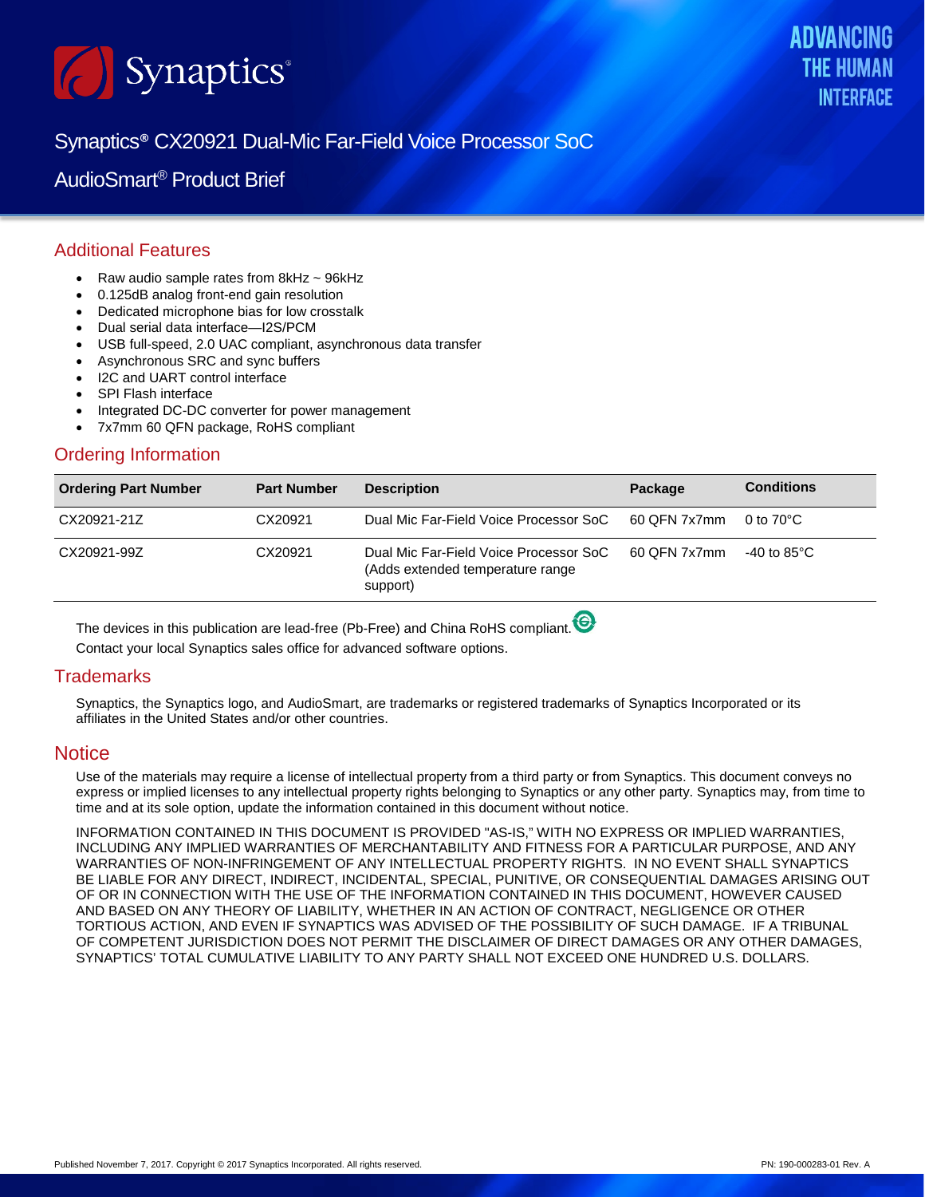# Synaptics® CX20921 Dual-Mic Far-Field Voice Processor SoC

AudioSmart® Product Brief

## Additional Features

- Raw audio sample rates from 8kHz ~ 96kHz
- 0.125dB analog front-end gain resolution
- Dedicated microphone bias for low crosstalk
- Dual serial data interface—I2S/PCM
- USB full-speed, 2.0 UAC compliant, asynchronous data transfer
- Asynchronous SRC and sync buffers
- I2C and UART control interface
- SPI Flash interface
- Integrated DC-DC converter for power management
- 7x7mm 60 QFN package, RoHS compliant

## Ordering Information

| Ordering Part Number | Part Number | Description | Package | Conditions |
|---|---|---|---|---|
| CX20921-21Z | CX20921 | Dual Mic Far-Field Voice Processor SoC | 60 QFN 7x7mm | 0 to 70°C |
| CX20921-99Z | CX20921 | Dual Mic Far-Field Voice Processor SoC (Adds extended temperature range support) | 60 QFN 7x7mm | -40 to 85°C |

The devices in this publication are lead-free (Pb-Free) and China RoHS compliant.

Contact your local Synaptics sales office for advanced software options.

## Trademarks

Synaptics, the Synaptics logo, and AudioSmart, are trademarks or registered trademarks of Synaptics Incorporated or its affiliates in the United States and/or other countries.

## Notice

Use of the materials may require a license of intellectual property from a third party or from Synaptics. This document conveys no express or implied licenses to any intellectual property rights belonging to Synaptics or any other party. Synaptics may, from time to time and at its sole option, update the information contained in this document without notice.

INFORMATION CONTAINED IN THIS DOCUMENT IS PROVIDED "AS-IS," WITH NO EXPRESS OR IMPLIED WARRANTIES, INCLUDING ANY IMPLIED WARRANTIES OF MERCHANTABILITY AND FITNESS FOR A PARTICULAR PURPOSE, AND ANY WARRANTIES OF NON-INFRINGEMENT OF ANY INTELLECTUAL PROPERTY RIGHTS. IN NO EVENT SHALL SYNAPTICS BE LIABLE FOR ANY DIRECT, INDIRECT, INCIDENTAL, SPECIAL, PUNITIVE, OR CONSEQUENTIAL DAMAGES ARISING OUT OF OR IN CONNECTION WITH THE USE OF THE INFORMATION CONTAINED IN THIS DOCUMENT, HOWEVER CAUSED AND BASED ON ANY THEORY OF LIABILITY, WHETHER IN AN ACTION OF CONTRACT, NEGLIGENCE OR OTHER TORTIOUS ACTION, AND EVEN IF SYNAPTICS WAS ADVISED OF THE POSSIBILITY OF SUCH DAMAGE. IF A TRIBUNAL OF COMPETENT JURISDICTION DOES NOT PERMIT THE DISCLAIMER OF DIRECT DAMAGES OR ANY OTHER DAMAGES, SYNAPTICS' TOTAL CUMULATIVE LIABILITY TO ANY PARTY SHALL NOT EXCEED ONE HUNDRED U.S. DOLLARS.

Published November 7, 2017. Copyright © 2017 Synaptics Incorporated. All rights reserved.

PN: 190-000283-01 Rev. A